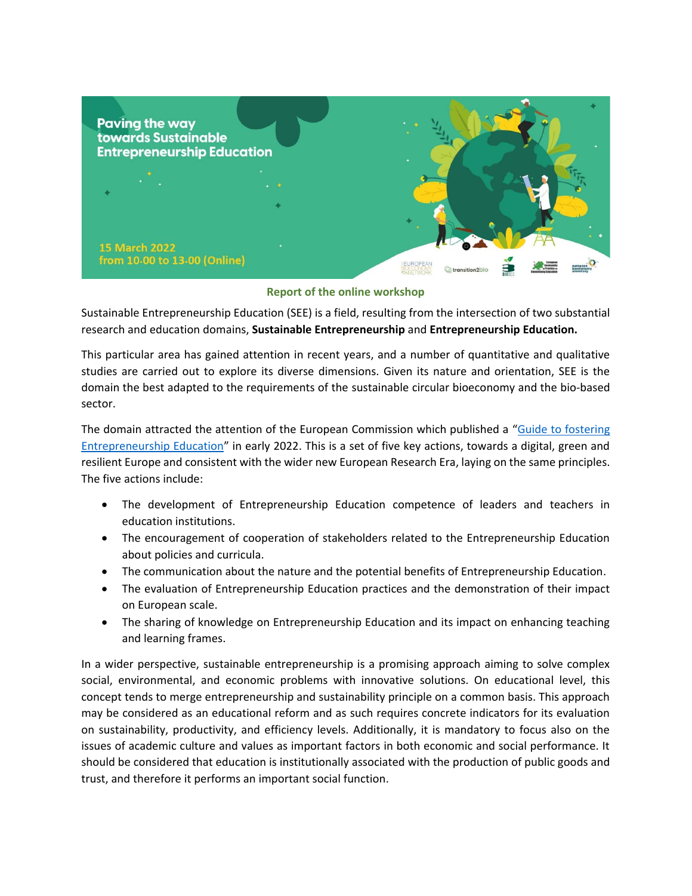# Paving the way towards Sustainable Entrepreneurship Education

15 March 2022
from 10.00 to 13.00 (Online)

## Report of the online workshop

Sustainable Entrepreneurship Education (SEE) is a field, resulting from the intersection of two substantial research and education domains, **Sustainable Entrepreneurship** and **Entrepreneurship Education.**

This particular area has gained attention in recent years, and a number of quantitative and qualitative studies are carried out to explore its diverse dimensions. Given its nature and orientation, SEE is the domain the best adapted to the requirements of the sustainable circular bioeconomy and the bio-based sector.

The domain attracted the attention of the European Commission which published a "Guide to fostering Entrepreneurship Education" in early 2022. This is a set of five key actions, towards a digital, green and resilient Europe and consistent with the wider new European Research Era, laying on the same principles. The five actions include:

- The development of Entrepreneurship Education competence of leaders and teachers in education institutions.
- The encouragement of cooperation of stakeholders related to the Entrepreneurship Education about policies and curricula.
- The communication about the nature and the potential benefits of Entrepreneurship Education.
- The evaluation of Entrepreneurship Education practices and the demonstration of their impact on European scale.
- The sharing of knowledge on Entrepreneurship Education and its impact on enhancing teaching and learning frames.

In a wider perspective, sustainable entrepreneurship is a promising approach aiming to solve complex social, environmental, and economic problems with innovative solutions. On educational level, this concept tends to merge entrepreneurship and sustainability principle on a common basis. This approach may be considered as an educational reform and as such requires concrete indicators for its evaluation on sustainability, productivity, and efficiency levels. Additionally, it is mandatory to focus also on the issues of academic culture and values as important factors in both economic and social performance. It should be considered that education is institutionally associated with the production of public goods and trust, and therefore it performs an important social function.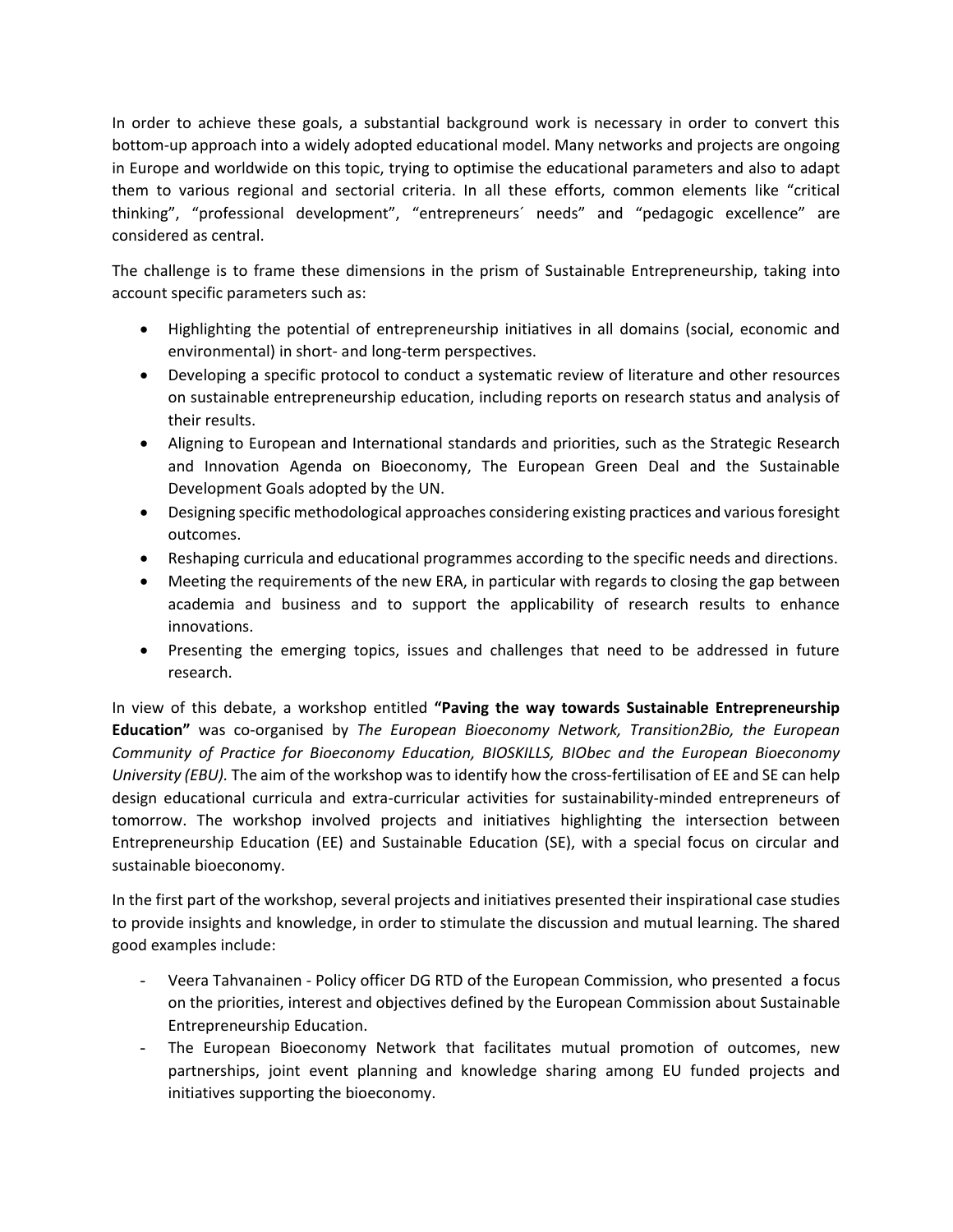In order to achieve these goals, a substantial background work is necessary in order to convert this bottom-up approach into a widely adopted educational model. Many networks and projects are ongoing in Europe and worldwide on this topic, trying to optimise the educational parameters and also to adapt them to various regional and sectorial criteria. In all these efforts, common elements like "critical thinking", "professional development", "entrepreneurs´ needs" and "pedagogic excellence" are considered as central.

The challenge is to frame these dimensions in the prism of Sustainable Entrepreneurship, taking into account specific parameters such as:

- Highlighting the potential of entrepreneurship initiatives in all domains (social, economic and environmental) in short- and long-term perspectives.
- Developing a specific protocol to conduct a systematic review of literature and other resources on sustainable entrepreneurship education, including reports on research status and analysis of their results.
- Aligning to European and International standards and priorities, such as the Strategic Research and Innovation Agenda on Bioeconomy, The European Green Deal and the Sustainable Development Goals adopted by the UN.
- Designing specific methodological approaches considering existing practices and various foresight outcomes.
- Reshaping curricula and educational programmes according to the specific needs and directions.
- Meeting the requirements of the new ERA, in particular with regards to closing the gap between academia and business and to support the applicability of research results to enhance innovations.
- Presenting the emerging topics, issues and challenges that need to be addressed in future research.

In view of this debate, a workshop entitled **"Paving the way towards Sustainable Entrepreneurship Education"** was co-organised by *The European Bioeconomy Network, Transition2Bio, the European Community of Practice for Bioeconomy Education, BIOSKILLS, BIObec and the European Bioeconomy University (EBU).* The aim of the workshop was to identify how the cross-fertilisation of EE and SE can help design educational curricula and extra-curricular activities for sustainability-minded entrepreneurs of tomorrow. The workshop involved projects and initiatives highlighting the intersection between Entrepreneurship Education (EE) and Sustainable Education (SE), with a special focus on circular and sustainable bioeconomy.

In the first part of the workshop, several projects and initiatives presented their inspirational case studies to provide insights and knowledge, in order to stimulate the discussion and mutual learning. The shared good examples include:

- Veera Tahvanainen - Policy officer DG RTD of the European Commission, who presented a focus on the priorities, interest and objectives defined by the European Commission about Sustainable Entrepreneurship Education.
- The European Bioeconomy Network that facilitates mutual promotion of outcomes, new partnerships, joint event planning and knowledge sharing among EU funded projects and initiatives supporting the bioeconomy.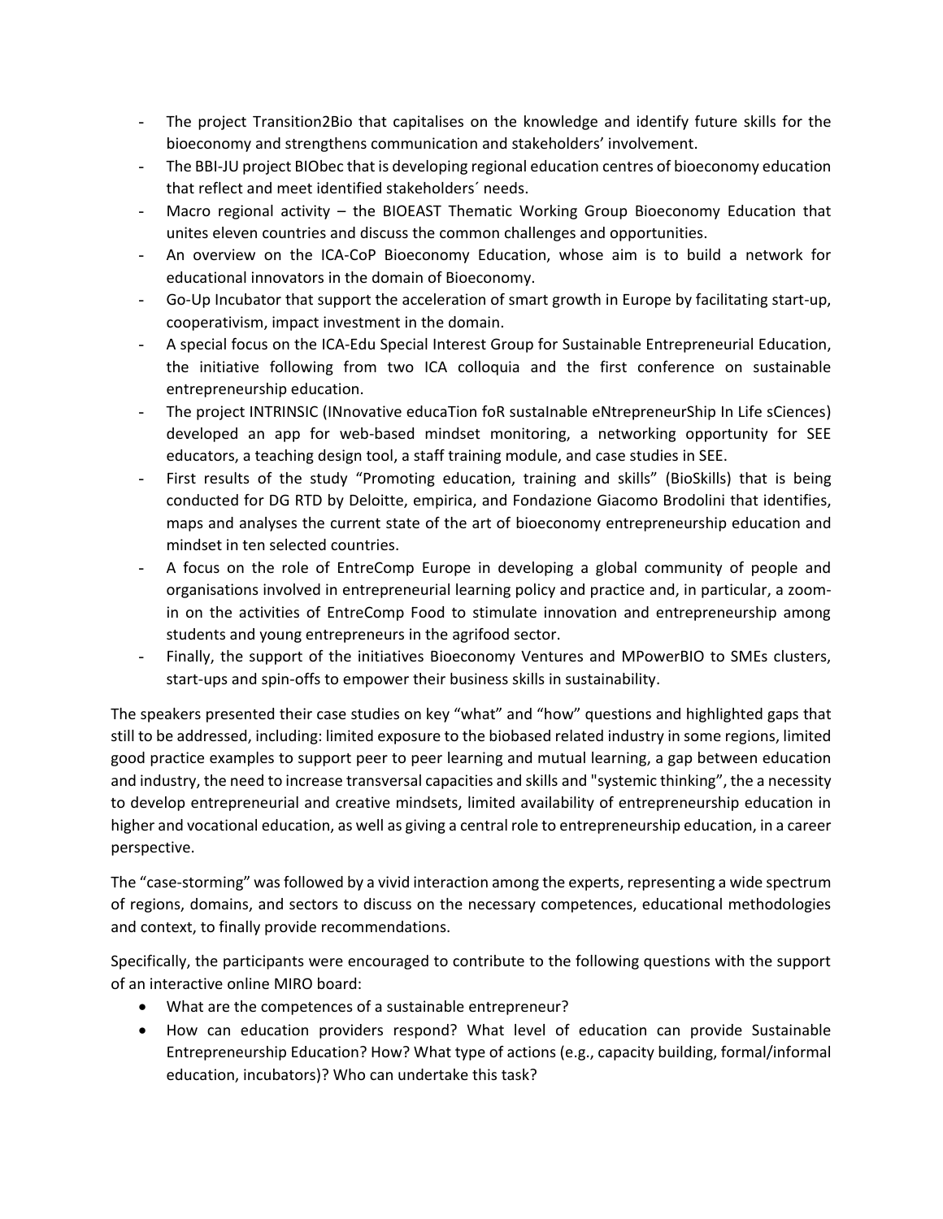- The project Transition2Bio that capitalises on the knowledge and identify future skills for the bioeconomy and strengthens communication and stakeholders' involvement.
- The BBI-JU project BIObec that is developing regional education centres of bioeconomy education that reflect and meet identified stakeholders´ needs.
- Macro regional activity – the BIOEAST Thematic Working Group Bioeconomy Education that unites eleven countries and discuss the common challenges and opportunities.
- An overview on the ICA-CoP Bioeconomy Education, whose aim is to build a network for educational innovators in the domain of Bioeconomy.
- Go-Up Incubator that support the acceleration of smart growth in Europe by facilitating start-up, cooperativism, impact investment in the domain.
- A special focus on the ICA-Edu Special Interest Group for Sustainable Entrepreneurial Education, the initiative following from two ICA colloquia and the first conference on sustainable entrepreneurship education.
- The project INTRINSIC (INnovative educaTion foR sustaInable eNtrepreneurShip In Life sCiences) developed an app for web-based mindset monitoring, a networking opportunity for SEE educators, a teaching design tool, a staff training module, and case studies in SEE.
- First results of the study "Promoting education, training and skills" (BioSkills) that is being conducted for DG RTD by Deloitte, empirica, and Fondazione Giacomo Brodolini that identifies, maps and analyses the current state of the art of bioeconomy entrepreneurship education and mindset in ten selected countries.
- A focus on the role of EntreComp Europe in developing a global community of people and organisations involved in entrepreneurial learning policy and practice and, in particular, a zoom-in on the activities of EntreComp Food to stimulate innovation and entrepreneurship among students and young entrepreneurs in the agrifood sector.
- Finally, the support of the initiatives Bioeconomy Ventures and MPowerBIO to SMEs clusters, start-ups and spin-offs to empower their business skills in sustainability.

The speakers presented their case studies on key "what" and "how" questions and highlighted gaps that still to be addressed, including: limited exposure to the biobased related industry in some regions, limited good practice examples to support peer to peer learning and mutual learning, a gap between education and industry, the need to increase transversal capacities and skills and "systemic thinking", the a necessity to develop entrepreneurial and creative mindsets, limited availability of entrepreneurship education in higher and vocational education, as well as giving a central role to entrepreneurship education, in a career perspective.

The "case-storming" was followed by a vivid interaction among the experts, representing a wide spectrum of regions, domains, and sectors to discuss on the necessary competences, educational methodologies and context, to finally provide recommendations.

Specifically, the participants were encouraged to contribute to the following questions with the support of an interactive online MIRO board:

- What are the competences of a sustainable entrepreneur?
- How can education providers respond? What level of education can provide Sustainable Entrepreneurship Education? How? What type of actions (e.g., capacity building, formal/informal education, incubators)? Who can undertake this task?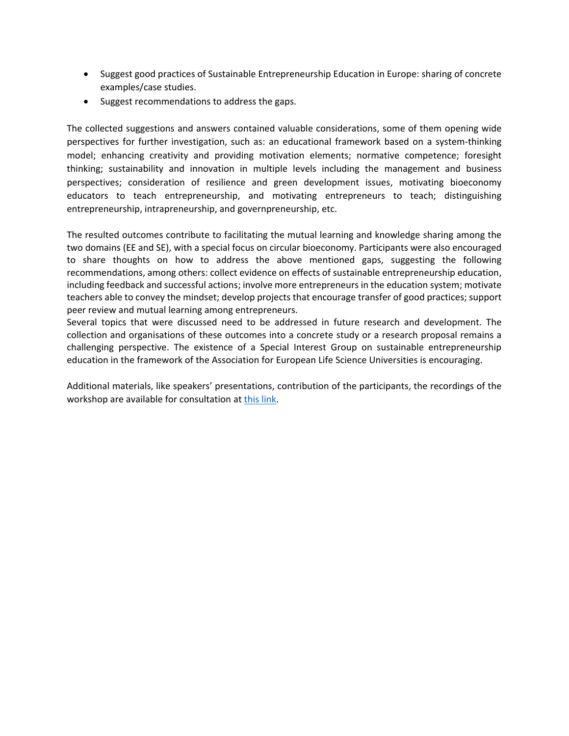- Suggest good practices of Sustainable Entrepreneurship Education in Europe: sharing of concrete examples/case studies.
- Suggest recommendations to address the gaps.

The collected suggestions and answers contained valuable considerations, some of them opening wide perspectives for further investigation, such as: an educational framework based on a system-thinking model; enhancing creativity and providing motivation elements; normative competence; foresight thinking; sustainability and innovation in multiple levels including the management and business perspectives; consideration of resilience and green development issues, motivating bioeconomy educators to teach entrepreneurship, and motivating entrepreneurs to teach; distinguishing entrepreneurship, intrapreneurship, and governpreneurship, etc.

The resulted outcomes contribute to facilitating the mutual learning and knowledge sharing among the two domains (EE and SE), with a special focus on circular bioeconomy. Participants were also encouraged to share thoughts on how to address the above mentioned gaps, suggesting the following recommendations, among others: collect evidence on effects of sustainable entrepreneurship education, including feedback and successful actions; involve more entrepreneurs in the education system; motivate teachers able to convey the mindset; develop projects that encourage transfer of good practices; support peer review and mutual learning among entrepreneurs.
Several topics that were discussed need to be addressed in future research and development. The collection and organisations of these outcomes into a concrete study or a research proposal remains a challenging perspective. The existence of a Special Interest Group on sustainable entrepreneurship education in the framework of the Association for European Life Science Universities is encouraging.

Additional materials, like speakers' presentations, contribution of the participants, the recordings of the workshop are available for consultation at this link.